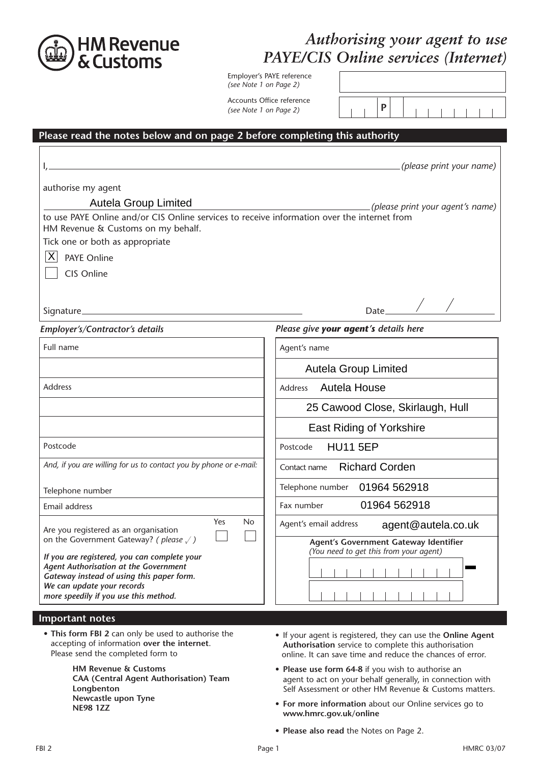# Authorising your agent to use PAYE/CIS Online services (Internet)

HM Revenue & Customs

Employer's PAYE reference
*(see Note 1 on Page 2)*

Accounts Office reference
*(see Note 1 on Page 2)*  P

## Please read the notes below and on page 2 before completing this authority

I, ________________________________ *(please print your name)*

authorise my agent

Autela Group Limited *(please print your agent's name)*

to use PAYE Online and/or CIS Online services to receive information over the internet from HM Revenue & Customs on my behalf.

Tick one or both as appropriate

- [X] PAYE Online
- [ ] CIS Online

Signature ________________________ Date ____ / ____ / ____

*Employer's/Contractor's details*

| |
|---|
| Full name |
| |
| Address |
| |
| |
| Postcode |
| *And, if you are willing for us to contact you by phone or e-mail:* Telephone number |
| Email address |
| Are you registered as an organisation on the Government Gateway? *( please ✓ )* Yes ☐ No ☐ |
| ***If you are registered, you can complete your Agent Authorisation at the Government Gateway instead of using this paper form. We can update your records more speedily if you use this method.*** |

*Please give **your agent's** details here*

| |
|---|
| Agent's name |
| Autela Group Limited |
| Address Autela House |
| 25 Cawood Close, Skirlaugh, Hull |
| East Riding of Yorkshire |
| Postcode HU11 5EP |
| Contact name Richard Corden |
| Telephone number 01964 562918 |
| Fax number 01964 562918 |
| Agent's email address agent@autela.co.uk |
| **Agent's Government Gateway Identifier** *(You need to get this from your agent)* |

## Important notes

- **This form FBI 2** can only be used to authorise the accepting of information **over the internet**. Please send the completed form to

  **HM Revenue & Customs**
  **CAA (Central Agent Authorisation) Team**
  **Longbenton**
  **Newcastle upon Tyne**
  **NE98 1ZZ**

- If your agent is registered, they can use the **Online Agent Authorisation** service to complete this authorisation online. It can save time and reduce the chances of error.
- **Please use form 64-8** if you wish to authorise an agent to act on your behalf generally, in connection with Self Assessment or other HM Revenue & Customs matters.
- **For more information** about our Online services go to **www.hmrc.gov.uk/online**
- **Please also read** the Notes on Page 2.

FBI 2 HMRC 03/07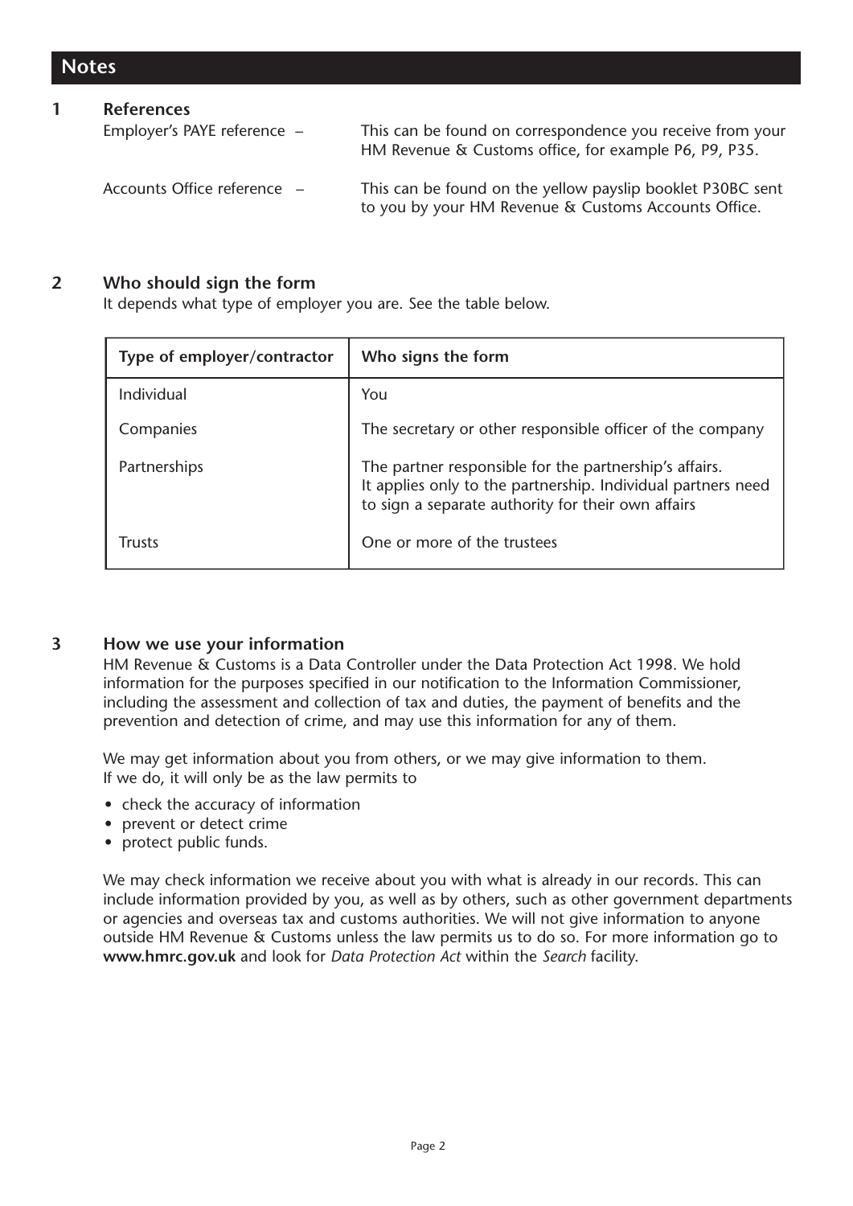## Notes

### 1 References

Employer's PAYE reference – This can be found on correspondence you receive from your HM Revenue & Customs office, for example P6, P9, P35.

Accounts Office reference – This can be found on the yellow payslip booklet P30BC sent to you by your HM Revenue & Customs Accounts Office.

### 2 Who should sign the form

It depends what type of employer you are. See the table below.

| Type of employer/contractor | Who signs the form |
|---|---|
| Individual | You |
| Companies | The secretary or other responsible officer of the company |
| Partnerships | The partner responsible for the partnership's affairs. It applies only to the partnership. Individual partners need to sign a separate authority for their own affairs |
| Trusts | One or more of the trustees |

### 3 How we use your information

HM Revenue & Customs is a Data Controller under the Data Protection Act 1998. We hold information for the purposes specified in our notification to the Information Commissioner, including the assessment and collection of tax and duties, the payment of benefits and the prevention and detection of crime, and may use this information for any of them.

We may get information about you from others, or we may give information to them. If we do, it will only be as the law permits to

- check the accuracy of information
- prevent or detect crime
- protect public funds.

We may check information we receive about you with what is already in our records. This can include information provided by you, as well as by others, such as other government departments or agencies and overseas tax and customs authorities. We will not give information to anyone outside HM Revenue & Customs unless the law permits us to do so. For more information go to **www.hmrc.gov.uk** and look for *Data Protection Act* within the *Search* facility.